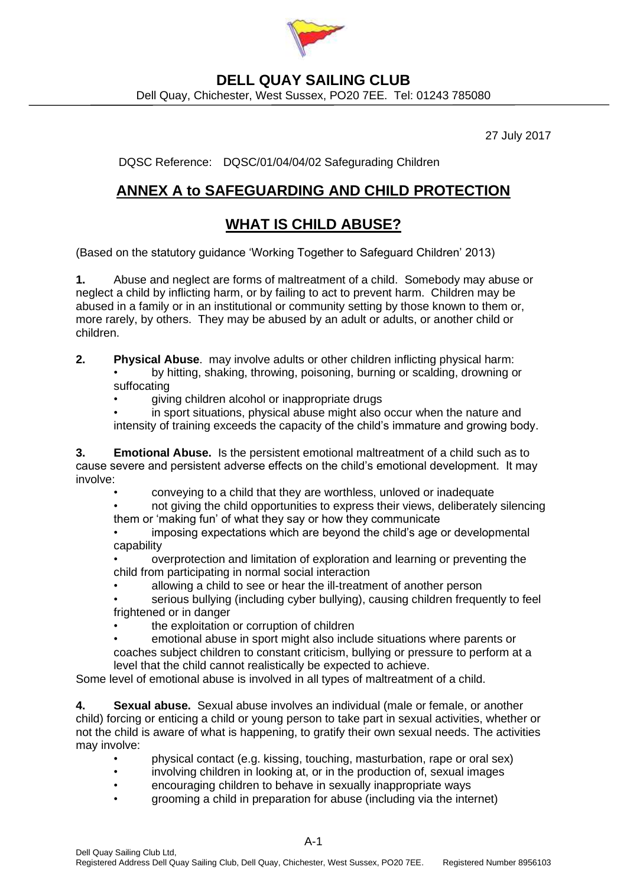# DELL QUAY SAILING CLUB

Dell Quay, Chichester, West Sussex, PO20 7EE. Tel: 01243 785080

27 July 2017

DQSC Reference: DQSC/01/04/04/02 Safegurading Children

## ANNEX A to SAFEGUARDING AND CHILD PROTECTION

## WHAT IS CHILD ABUSE?

(Based on the statutory guidance 'Working Together to Safeguard Children' 2013)

**1.** Abuse and neglect are forms of maltreatment of a child. Somebody may abuse or neglect a child by inflicting harm, or by failing to act to prevent harm. Children may be abused in a family or in an institutional or community setting by those known to them or, more rarely, by others. They may be abused by an adult or adults, or another child or children.

**2. Physical Abuse**. may involve adults or other children inflicting physical harm:

- by hitting, shaking, throwing, poisoning, burning or scalding, drowning or suffocating
- giving children alcohol or inappropriate drugs
- in sport situations, physical abuse might also occur when the nature and intensity of training exceeds the capacity of the child's immature and growing body.

**3. Emotional Abuse.** Is the persistent emotional maltreatment of a child such as to cause severe and persistent adverse effects on the child's emotional development. It may involve:

- conveying to a child that they are worthless, unloved or inadequate
- not giving the child opportunities to express their views, deliberately silencing them or 'making fun' of what they say or how they communicate
- imposing expectations which are beyond the child's age or developmental capability
- overprotection and limitation of exploration and learning or preventing the child from participating in normal social interaction
- allowing a child to see or hear the ill-treatment of another person
- serious bullying (including cyber bullying), causing children frequently to feel frightened or in danger
- the exploitation or corruption of children
- emotional abuse in sport might also include situations where parents or coaches subject children to constant criticism, bullying or pressure to perform at a level that the child cannot realistically be expected to achieve.

Some level of emotional abuse is involved in all types of maltreatment of a child.

**4. Sexual abuse.** Sexual abuse involves an individual (male or female, or another child) forcing or enticing a child or young person to take part in sexual activities, whether or not the child is aware of what is happening, to gratify their own sexual needs. The activities may involve:

- physical contact (e.g. kissing, touching, masturbation, rape or oral sex)
- involving children in looking at, or in the production of, sexual images
- encouraging children to behave in sexually inappropriate ways
- grooming a child in preparation for abuse (including via the internet)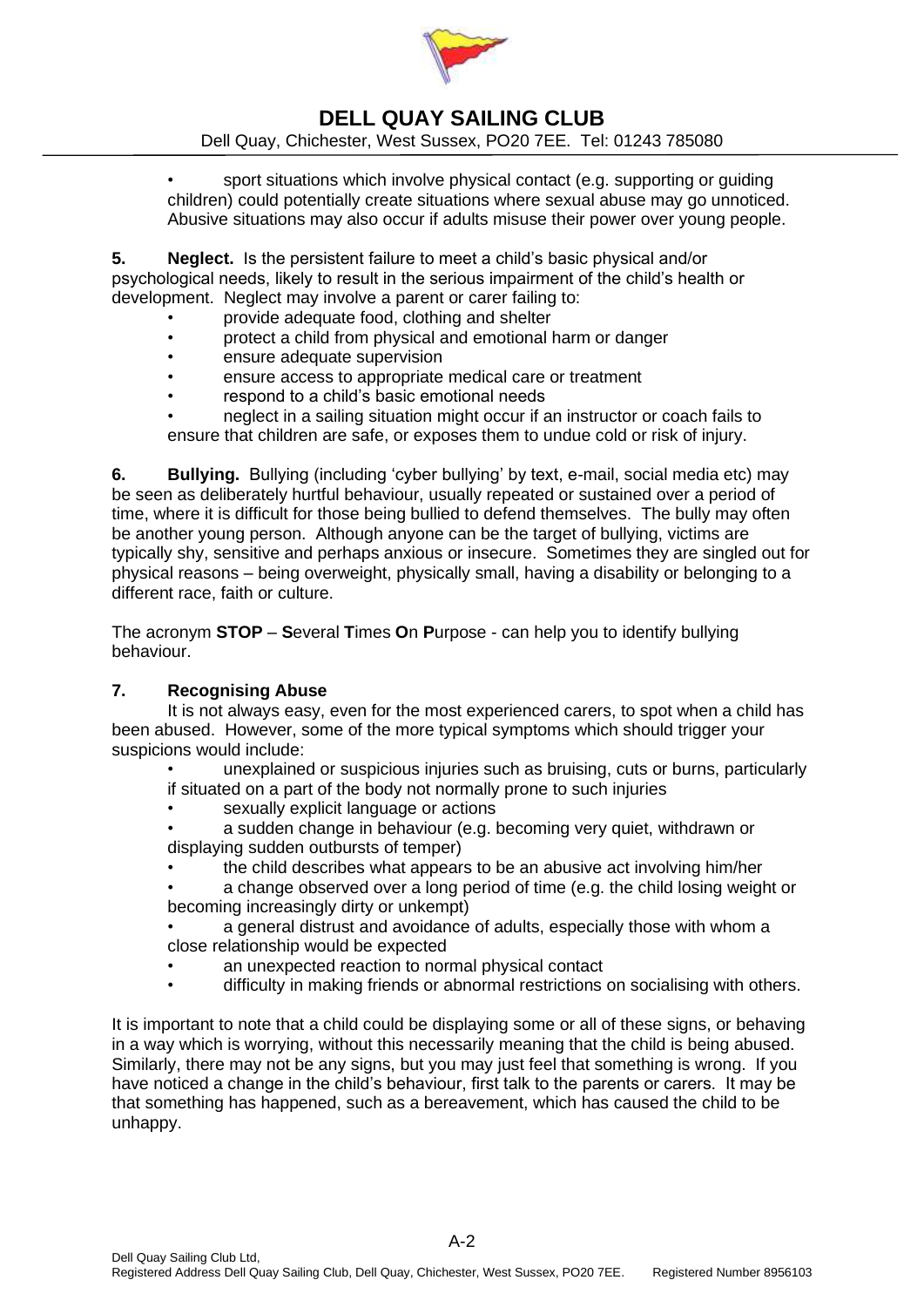- sport situations which involve physical contact (e.g. supporting or guiding children) could potentially create situations where sexual abuse may go unnoticed. Abusive situations may also occur if adults misuse their power over young people.

**5. Neglect.** Is the persistent failure to meet a child's basic physical and/or psychological needs, likely to result in the serious impairment of the child's health or development. Neglect may involve a parent or carer failing to:

- provide adequate food, clothing and shelter
- protect a child from physical and emotional harm or danger
- ensure adequate supervision
- ensure access to appropriate medical care or treatment
- respond to a child's basic emotional needs
- neglect in a sailing situation might occur if an instructor or coach fails to ensure that children are safe, or exposes them to undue cold or risk of injury.

**6. Bullying.** Bullying (including 'cyber bullying' by text, e-mail, social media etc) may be seen as deliberately hurtful behaviour, usually repeated or sustained over a period of time, where it is difficult for those being bullied to defend themselves. The bully may often be another young person. Although anyone can be the target of bullying, victims are typically shy, sensitive and perhaps anxious or insecure. Sometimes they are singled out for physical reasons – being overweight, physically small, having a disability or belonging to a different race, faith or culture.

The acronym **STOP** – **S**everal **T**imes **O**n **P**urpose - can help you to identify bullying behaviour.

**7. Recognising Abuse**

It is not always easy, even for the most experienced carers, to spot when a child has been abused. However, some of the more typical symptoms which should trigger your suspicions would include:

- unexplained or suspicious injuries such as bruising, cuts or burns, particularly if situated on a part of the body not normally prone to such injuries
- sexually explicit language or actions
- a sudden change in behaviour (e.g. becoming very quiet, withdrawn or displaying sudden outbursts of temper)
- the child describes what appears to be an abusive act involving him/her
- a change observed over a long period of time (e.g. the child losing weight or becoming increasingly dirty or unkempt)
- a general distrust and avoidance of adults, especially those with whom a close relationship would be expected
- an unexpected reaction to normal physical contact
- difficulty in making friends or abnormal restrictions on socialising with others.

It is important to note that a child could be displaying some or all of these signs, or behaving in a way which is worrying, without this necessarily meaning that the child is being abused. Similarly, there may not be any signs, but you may just feel that something is wrong. If you have noticed a change in the child's behaviour, first talk to the parents or carers. It may be that something has happened, such as a bereavement, which has caused the child to be unhappy.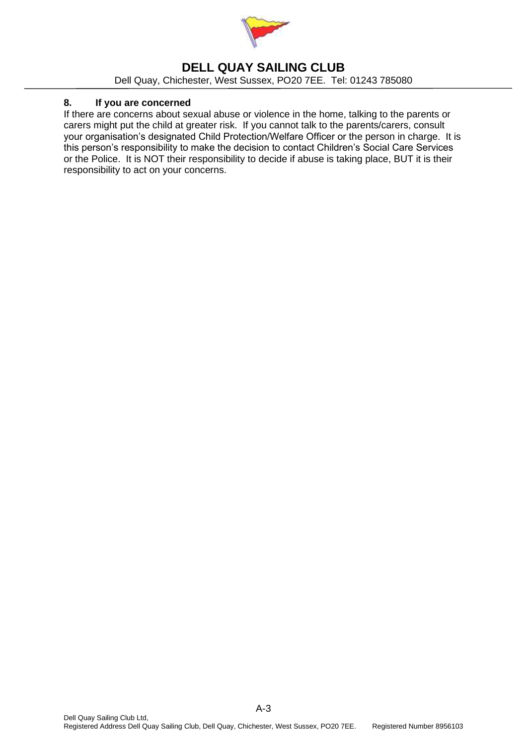### 8. If you are concerned

If there are concerns about sexual abuse or violence in the home, talking to the parents or carers might put the child at greater risk. If you cannot talk to the parents/carers, consult your organisation's designated Child Protection/Welfare Officer or the person in charge. It is this person's responsibility to make the decision to contact Children's Social Care Services or the Police. It is NOT their responsibility to decide if abuse is taking place, BUT it is their responsibility to act on your concerns.